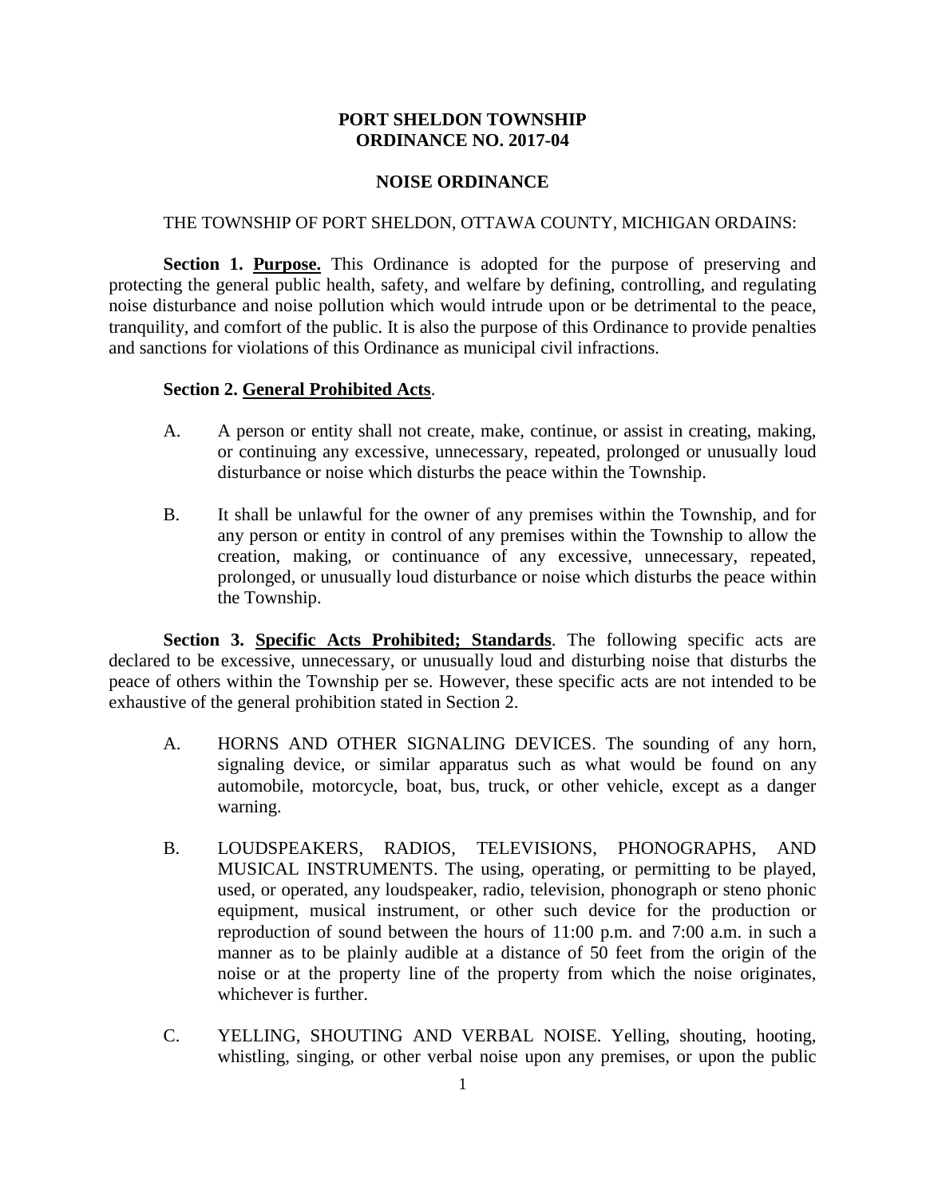# PORT SHELDON TOWNSHIP
# ORDINANCE NO. 2017-04

## NOISE ORDINANCE

THE TOWNSHIP OF PORT SHELDON, OTTAWA COUNTY, MICHIGAN ORDAINS:

**Section 1. Purpose.** This Ordinance is adopted for the purpose of preserving and protecting the general public health, safety, and welfare by defining, controlling, and regulating noise disturbance and noise pollution which would intrude upon or be detrimental to the peace, tranquility, and comfort of the public. It is also the purpose of this Ordinance to provide penalties and sanctions for violations of this Ordinance as municipal civil infractions.

**Section 2. General Prohibited Acts**.

A. A person or entity shall not create, make, continue, or assist in creating, making, or continuing any excessive, unnecessary, repeated, prolonged or unusually loud disturbance or noise which disturbs the peace within the Township.

B. It shall be unlawful for the owner of any premises within the Township, and for any person or entity in control of any premises within the Township to allow the creation, making, or continuance of any excessive, unnecessary, repeated, prolonged, or unusually loud disturbance or noise which disturbs the peace within the Township.

**Section 3. Specific Acts Prohibited; Standards**. The following specific acts are declared to be excessive, unnecessary, or unusually loud and disturbing noise that disturbs the peace of others within the Township per se. However, these specific acts are not intended to be exhaustive of the general prohibition stated in Section 2.

A. HORNS AND OTHER SIGNALING DEVICES. The sounding of any horn, signaling device, or similar apparatus such as what would be found on any automobile, motorcycle, boat, bus, truck, or other vehicle, except as a danger warning.

B. LOUDSPEAKERS, RADIOS, TELEVISIONS, PHONOGRAPHS, AND MUSICAL INSTRUMENTS. The using, operating, or permitting to be played, used, or operated, any loudspeaker, radio, television, phonograph or steno phonic equipment, musical instrument, or other such device for the production or reproduction of sound between the hours of 11:00 p.m. and 7:00 a.m. in such a manner as to be plainly audible at a distance of 50 feet from the origin of the noise or at the property line of the property from which the noise originates, whichever is further.

C. YELLING, SHOUTING AND VERBAL NOISE. Yelling, shouting, hooting, whistling, singing, or other verbal noise upon any premises, or upon the public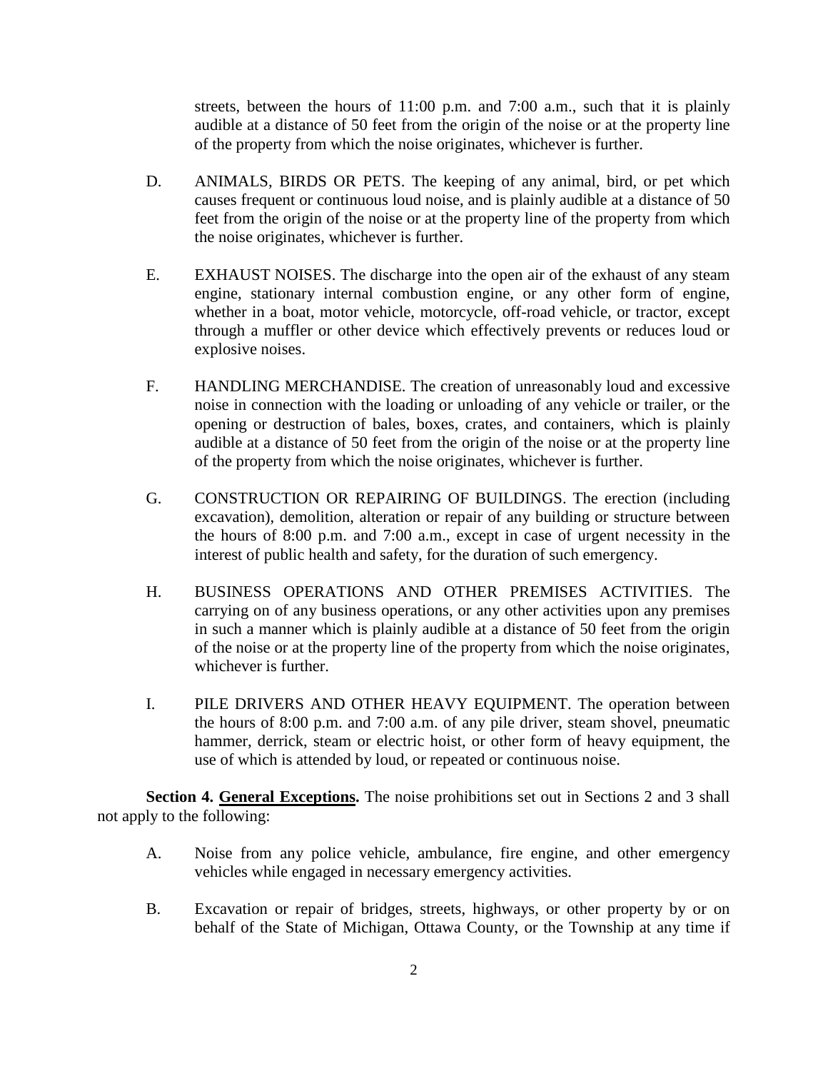streets, between the hours of 11:00 p.m. and 7:00 a.m., such that it is plainly audible at a distance of 50 feet from the origin of the noise or at the property line of the property from which the noise originates, whichever is further.

D. ANIMALS, BIRDS OR PETS. The keeping of any animal, bird, or pet which causes frequent or continuous loud noise, and is plainly audible at a distance of 50 feet from the origin of the noise or at the property line of the property from which the noise originates, whichever is further.

E. EXHAUST NOISES. The discharge into the open air of the exhaust of any steam engine, stationary internal combustion engine, or any other form of engine, whether in a boat, motor vehicle, motorcycle, off-road vehicle, or tractor, except through a muffler or other device which effectively prevents or reduces loud or explosive noises.

F. HANDLING MERCHANDISE. The creation of unreasonably loud and excessive noise in connection with the loading or unloading of any vehicle or trailer, or the opening or destruction of bales, boxes, crates, and containers, which is plainly audible at a distance of 50 feet from the origin of the noise or at the property line of the property from which the noise originates, whichever is further.

G. CONSTRUCTION OR REPAIRING OF BUILDINGS. The erection (including excavation), demolition, alteration or repair of any building or structure between the hours of 8:00 p.m. and 7:00 a.m., except in case of urgent necessity in the interest of public health and safety, for the duration of such emergency.

H. BUSINESS OPERATIONS AND OTHER PREMISES ACTIVITIES. The carrying on of any business operations, or any other activities upon any premises in such a manner which is plainly audible at a distance of 50 feet from the origin of the noise or at the property line of the property from which the noise originates, whichever is further.

I. PILE DRIVERS AND OTHER HEAVY EQUIPMENT. The operation between the hours of 8:00 p.m. and 7:00 a.m. of any pile driver, steam shovel, pneumatic hammer, derrick, steam or electric hoist, or other form of heavy equipment, the use of which is attended by loud, or repeated or continuous noise.

**Section 4. General Exceptions.** The noise prohibitions set out in Sections 2 and 3 shall not apply to the following:

A. Noise from any police vehicle, ambulance, fire engine, and other emergency vehicles while engaged in necessary emergency activities.

B. Excavation or repair of bridges, streets, highways, or other property by or on behalf of the State of Michigan, Ottawa County, or the Township at any time if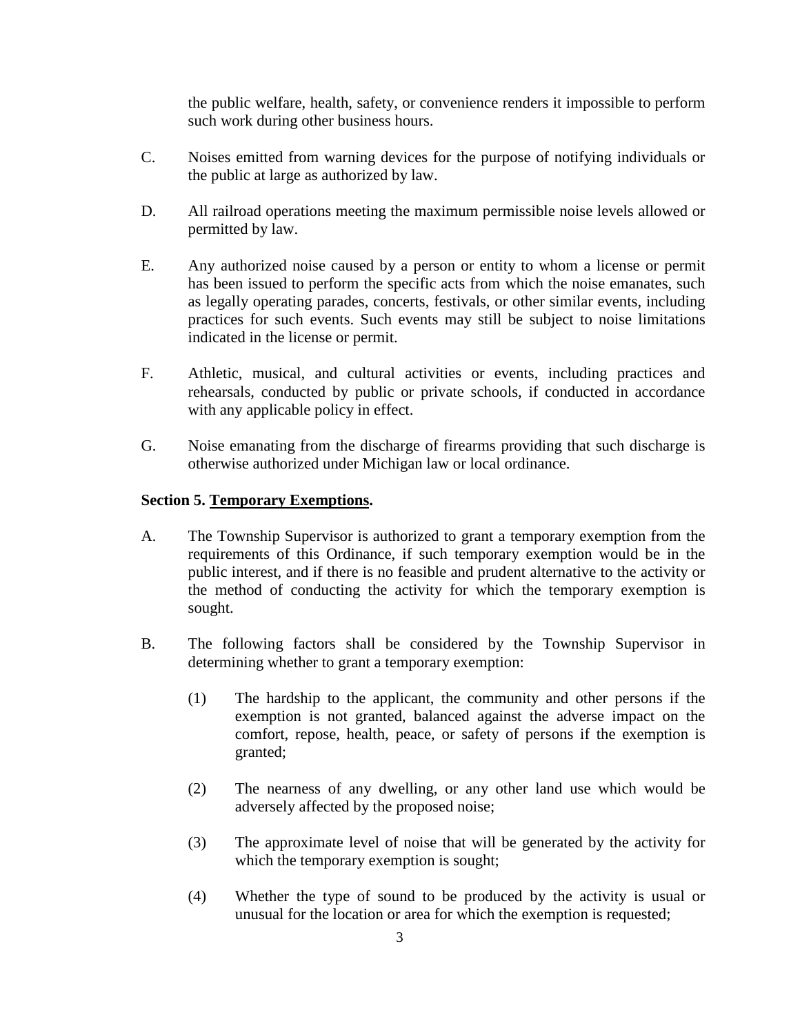the public welfare, health, safety, or convenience renders it impossible to perform such work during other business hours.

C. Noises emitted from warning devices for the purpose of notifying individuals or the public at large as authorized by law.

D. All railroad operations meeting the maximum permissible noise levels allowed or permitted by law.

E. Any authorized noise caused by a person or entity to whom a license or permit has been issued to perform the specific acts from which the noise emanates, such as legally operating parades, concerts, festivals, or other similar events, including practices for such events. Such events may still be subject to noise limitations indicated in the license or permit.

F. Athletic, musical, and cultural activities or events, including practices and rehearsals, conducted by public or private schools, if conducted in accordance with any applicable policy in effect.

G. Noise emanating from the discharge of firearms providing that such discharge is otherwise authorized under Michigan law or local ordinance.

**Section 5. <u>Temporary Exemptions</u>.**

A. The Township Supervisor is authorized to grant a temporary exemption from the requirements of this Ordinance, if such temporary exemption would be in the public interest, and if there is no feasible and prudent alternative to the activity or the method of conducting the activity for which the temporary exemption is sought.

B. The following factors shall be considered by the Township Supervisor in determining whether to grant a temporary exemption:

   (1) The hardship to the applicant, the community and other persons if the exemption is not granted, balanced against the adverse impact on the comfort, repose, health, peace, or safety of persons if the exemption is granted;

   (2) The nearness of any dwelling, or any other land use which would be adversely affected by the proposed noise;

   (3) The approximate level of noise that will be generated by the activity for which the temporary exemption is sought;

   (4) Whether the type of sound to be produced by the activity is usual or unusual for the location or area for which the exemption is requested;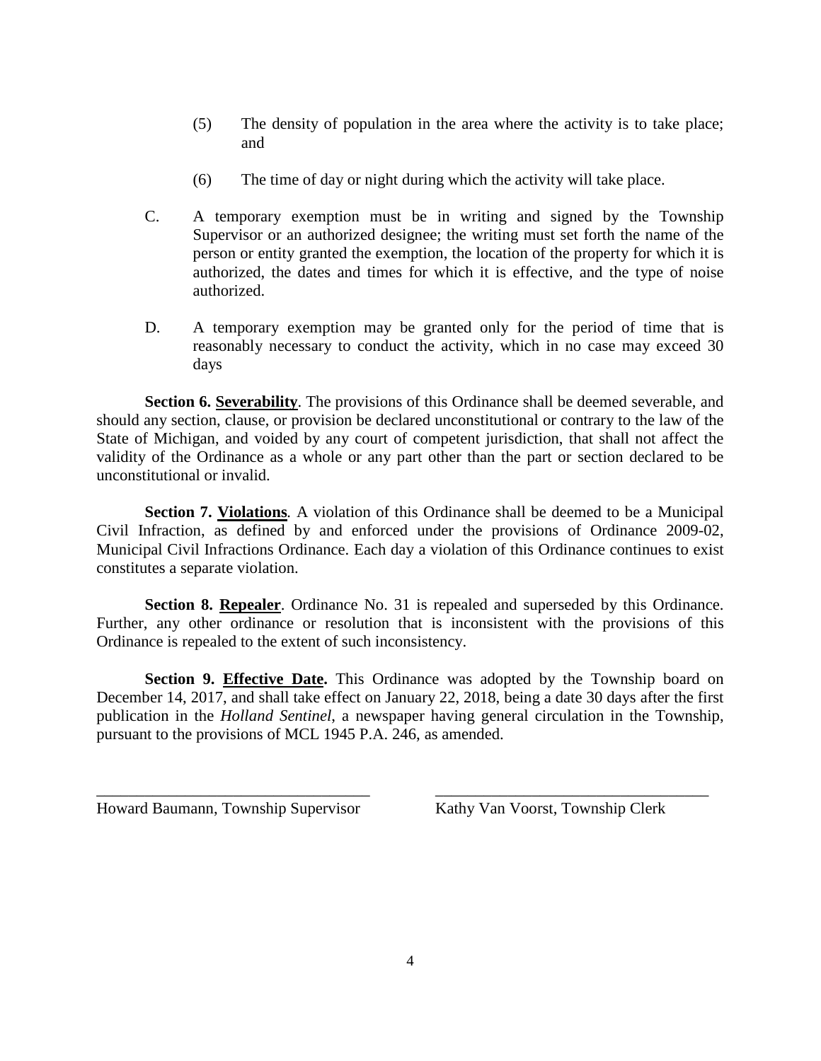(5) The density of population in the area where the activity is to take place; and

(6) The time of day or night during which the activity will take place.

C. A temporary exemption must be in writing and signed by the Township Supervisor or an authorized designee; the writing must set forth the name of the person or entity granted the exemption, the location of the property for which it is authorized, the dates and times for which it is effective, and the type of noise authorized.

D. A temporary exemption may be granted only for the period of time that is reasonably necessary to conduct the activity, which in no case may exceed 30 days

**Section 6. Severability**. The provisions of this Ordinance shall be deemed severable, and should any section, clause, or provision be declared unconstitutional or contrary to the law of the State of Michigan, and voided by any court of competent jurisdiction, that shall not affect the validity of the Ordinance as a whole or any part other than the part or section declared to be unconstitutional or invalid.

**Section 7. Violations***.* A violation of this Ordinance shall be deemed to be a Municipal Civil Infraction, as defined by and enforced under the provisions of Ordinance 2009-02, Municipal Civil Infractions Ordinance. Each day a violation of this Ordinance continues to exist constitutes a separate violation.

**Section 8. Repealer**. Ordinance No. 31 is repealed and superseded by this Ordinance. Further, any other ordinance or resolution that is inconsistent with the provisions of this Ordinance is repealed to the extent of such inconsistency.

**Section 9. Effective Date.** This Ordinance was adopted by the Township board on December 14, 2017, and shall take effect on January 22, 2018, being a date 30 days after the first publication in the *Holland Sentinel*, a newspaper having general circulation in the Township, pursuant to the provisions of MCL 1945 P.A. 246, as amended.

| | |
|---|---|
| ______________________________ | ______________________________ |
| Howard Baumann, Township Supervisor | Kathy Van Voorst, Township Clerk |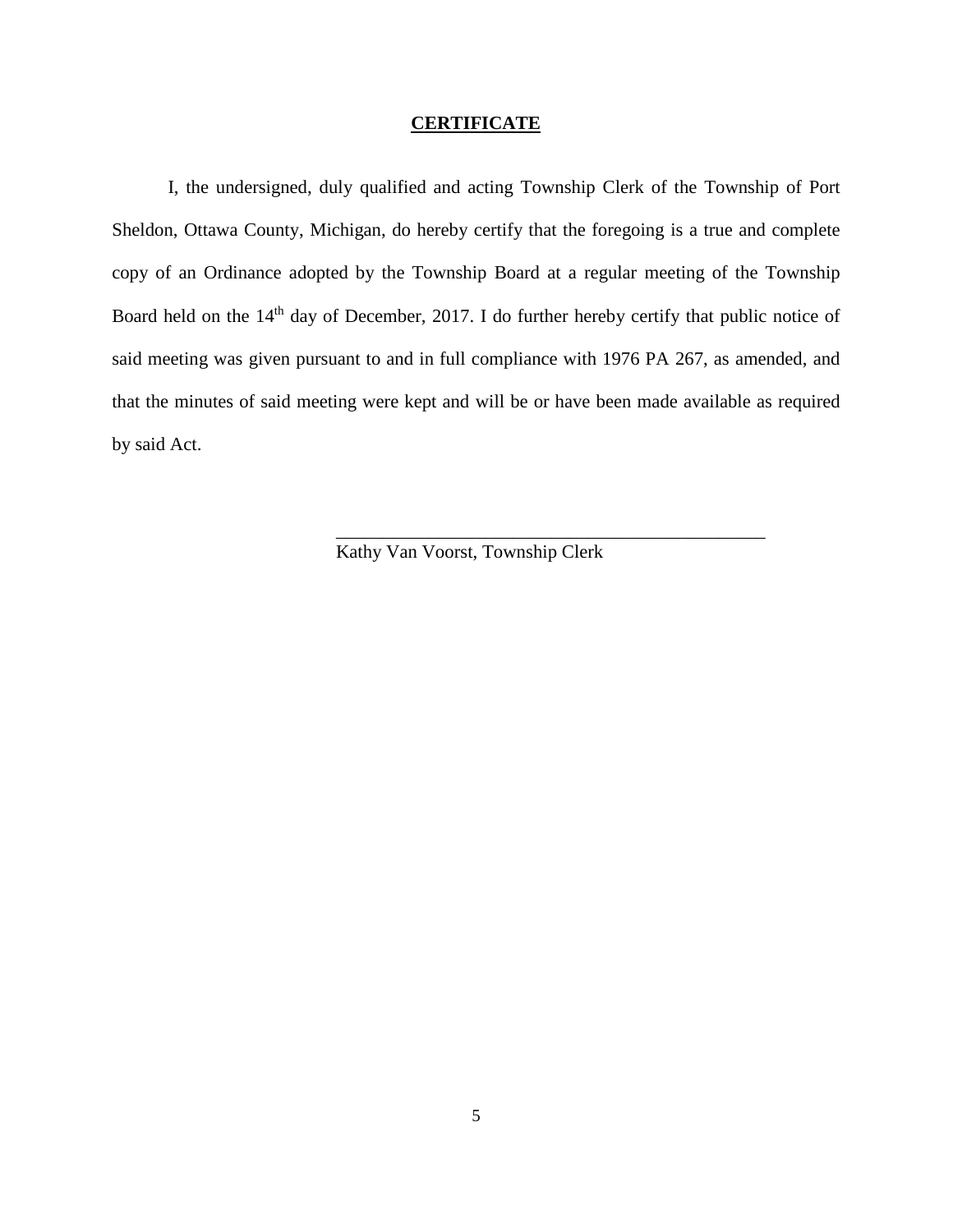# CERTIFICATE

I, the undersigned, duly qualified and acting Township Clerk of the Township of Port Sheldon, Ottawa County, Michigan, do hereby certify that the foregoing is a true and complete copy of an Ordinance adopted by the Township Board at a regular meeting of the Township Board held on the 14th day of December, 2017. I do further hereby certify that public notice of said meeting was given pursuant to and in full compliance with 1976 PA 267, as amended, and that the minutes of said meeting were kept and will be or have been made available as required by said Act.

_______________________________________________
Kathy Van Voorst, Township Clerk